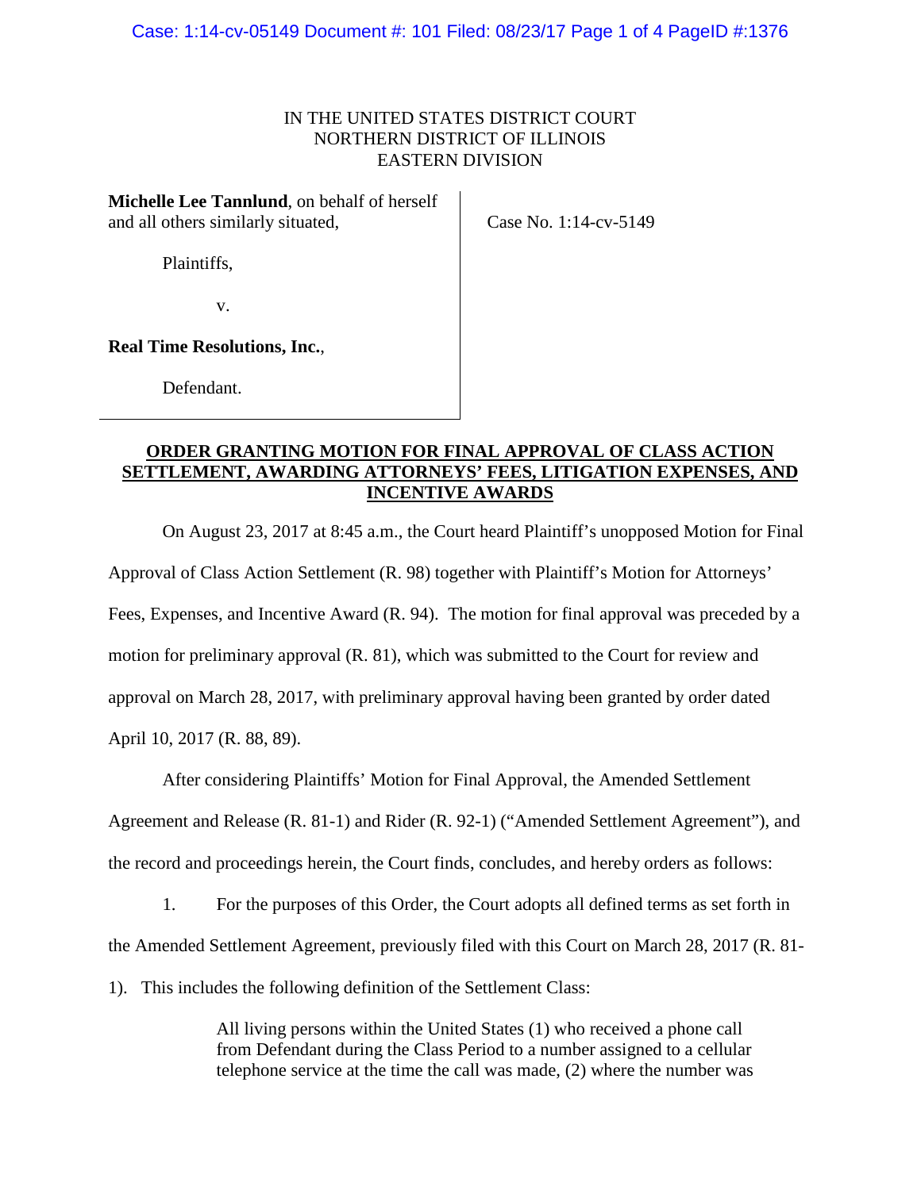IN THE UNITED STATES DISTRICT COURT
NORTHERN DISTRICT OF ILLINOIS
EASTERN DIVISION

**Michelle Lee Tannlund**, on behalf of herself and all others similarly situated,

Plaintiffs,

v.

**Real Time Resolutions, Inc.**,

Defendant.

Case No. 1:14-cv-5149

**ORDER GRANTING MOTION FOR FINAL APPROVAL OF CLASS ACTION SETTLEMENT, AWARDING ATTORNEYS' FEES, LITIGATION EXPENSES, AND INCENTIVE AWARDS**

On August 23, 2017 at 8:45 a.m., the Court heard Plaintiff's unopposed Motion for Final Approval of Class Action Settlement (R. 98) together with Plaintiff's Motion for Attorneys' Fees, Expenses, and Incentive Award (R. 94). The motion for final approval was preceded by a motion for preliminary approval (R. 81), which was submitted to the Court for review and approval on March 28, 2017, with preliminary approval having been granted by order dated April 10, 2017 (R. 88, 89).

After considering Plaintiffs' Motion for Final Approval, the Amended Settlement Agreement and Release (R. 81-1) and Rider (R. 92-1) ("Amended Settlement Agreement"), and the record and proceedings herein, the Court finds, concludes, and hereby orders as follows:

1. For the purposes of this Order, the Court adopts all defined terms as set forth in the Amended Settlement Agreement, previously filed with this Court on March 28, 2017 (R. 81-1). This includes the following definition of the Settlement Class:

> All living persons within the United States (1) who received a phone call from Defendant during the Class Period to a number assigned to a cellular telephone service at the time the call was made, (2) where the number was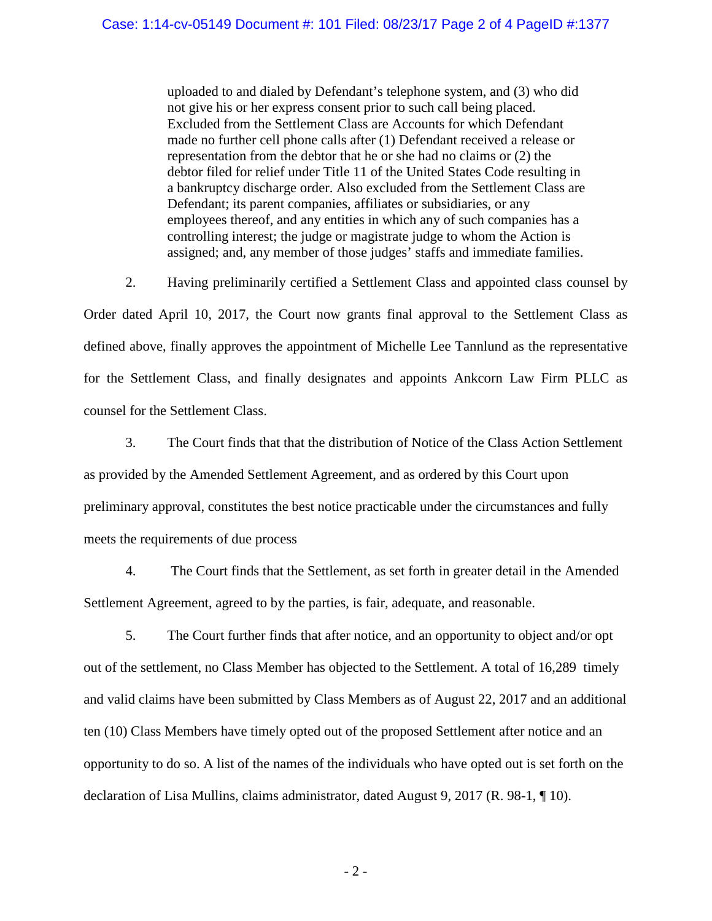> uploaded to and dialed by Defendant's telephone system, and (3) who did not give his or her express consent prior to such call being placed. Excluded from the Settlement Class are Accounts for which Defendant made no further cell phone calls after (1) Defendant received a release or representation from the debtor that he or she had no claims or (2) the debtor filed for relief under Title 11 of the United States Code resulting in a bankruptcy discharge order. Also excluded from the Settlement Class are Defendant; its parent companies, affiliates or subsidiaries, or any employees thereof, and any entities in which any of such companies has a controlling interest; the judge or magistrate judge to whom the Action is assigned; and, any member of those judges' staffs and immediate families.

2. Having preliminarily certified a Settlement Class and appointed class counsel by Order dated April 10, 2017, the Court now grants final approval to the Settlement Class as defined above, finally approves the appointment of Michelle Lee Tannlund as the representative for the Settlement Class, and finally designates and appoints Ankcorn Law Firm PLLC as counsel for the Settlement Class.

3. The Court finds that that the distribution of Notice of the Class Action Settlement as provided by the Amended Settlement Agreement, and as ordered by this Court upon preliminary approval, constitutes the best notice practicable under the circumstances and fully meets the requirements of due process

4. The Court finds that the Settlement, as set forth in greater detail in the Amended Settlement Agreement, agreed to by the parties, is fair, adequate, and reasonable.

5. The Court further finds that after notice, and an opportunity to object and/or opt out of the settlement, no Class Member has objected to the Settlement. A total of 16,289 timely and valid claims have been submitted by Class Members as of August 22, 2017 and an additional ten (10) Class Members have timely opted out of the proposed Settlement after notice and an opportunity to do so. A list of the names of the individuals who have opted out is set forth on the declaration of Lisa Mullins, claims administrator, dated August 9, 2017 (R. 98-1, ¶ 10).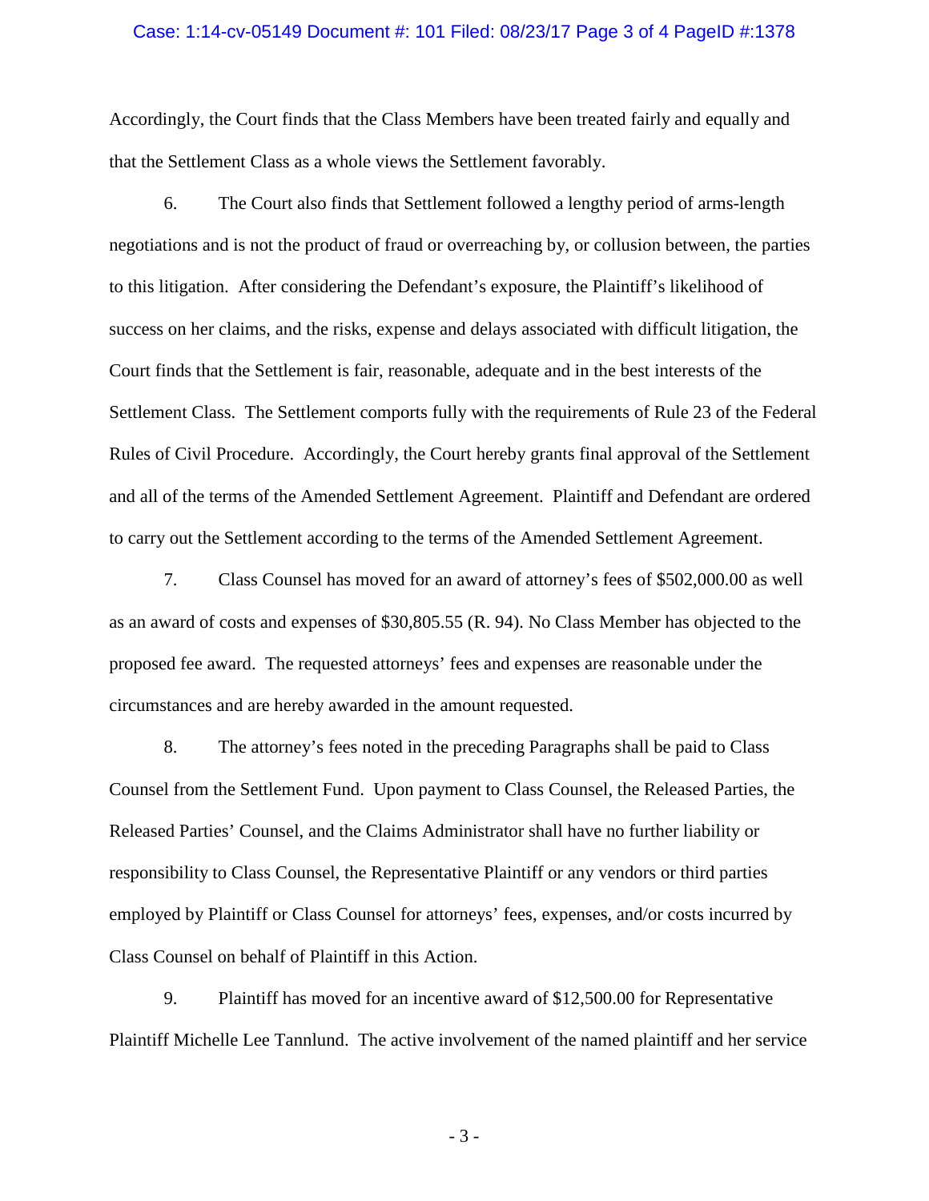Accordingly, the Court finds that the Class Members have been treated fairly and equally and that the Settlement Class as a whole views the Settlement favorably.

6. The Court also finds that Settlement followed a lengthy period of arms-length negotiations and is not the product of fraud or overreaching by, or collusion between, the parties to this litigation. After considering the Defendant's exposure, the Plaintiff's likelihood of success on her claims, and the risks, expense and delays associated with difficult litigation, the Court finds that the Settlement is fair, reasonable, adequate and in the best interests of the Settlement Class. The Settlement comports fully with the requirements of Rule 23 of the Federal Rules of Civil Procedure. Accordingly, the Court hereby grants final approval of the Settlement and all of the terms of the Amended Settlement Agreement. Plaintiff and Defendant are ordered to carry out the Settlement according to the terms of the Amended Settlement Agreement.

7. Class Counsel has moved for an award of attorney's fees of $502,000.00 as well as an award of costs and expenses of $30,805.55 (R. 94). No Class Member has objected to the proposed fee award. The requested attorneys' fees and expenses are reasonable under the circumstances and are hereby awarded in the amount requested.

8. The attorney's fees noted in the preceding Paragraphs shall be paid to Class Counsel from the Settlement Fund. Upon payment to Class Counsel, the Released Parties, the Released Parties' Counsel, and the Claims Administrator shall have no further liability or responsibility to Class Counsel, the Representative Plaintiff or any vendors or third parties employed by Plaintiff or Class Counsel for attorneys' fees, expenses, and/or costs incurred by Class Counsel on behalf of Plaintiff in this Action.

9. Plaintiff has moved for an incentive award of $12,500.00 for Representative Plaintiff Michelle Lee Tannlund. The active involvement of the named plaintiff and her service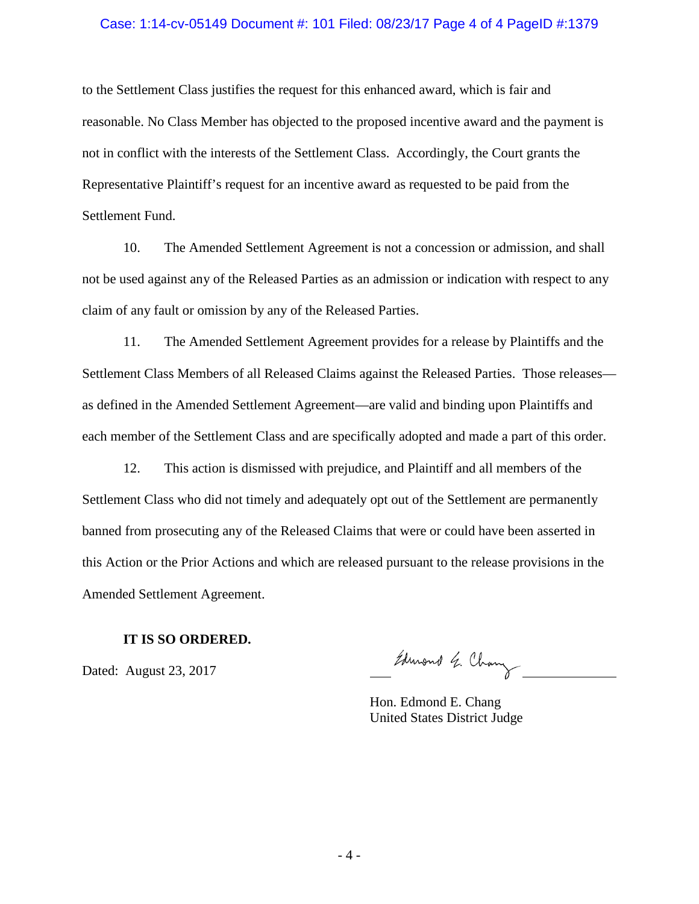to the Settlement Class justifies the request for this enhanced award, which is fair and reasonable. No Class Member has objected to the proposed incentive award and the payment is not in conflict with the interests of the Settlement Class. Accordingly, the Court grants the Representative Plaintiff's request for an incentive award as requested to be paid from the Settlement Fund.

10. The Amended Settlement Agreement is not a concession or admission, and shall not be used against any of the Released Parties as an admission or indication with respect to any claim of any fault or omission by any of the Released Parties.

11. The Amended Settlement Agreement provides for a release by Plaintiffs and the Settlement Class Members of all Released Claims against the Released Parties. Those releases—as defined in the Amended Settlement Agreement—are valid and binding upon Plaintiffs and each member of the Settlement Class and are specifically adopted and made a part of this order.

12. This action is dismissed with prejudice, and Plaintiff and all members of the Settlement Class who did not timely and adequately opt out of the Settlement are permanently banned from prosecuting any of the Released Claims that were or could have been asserted in this Action or the Prior Actions and which are released pursuant to the release provisions in the Amended Settlement Agreement.

**IT IS SO ORDERED.**

Dated: August 23, 2017

Edmond E. Chang

Hon. Edmond E. Chang
United States District Judge